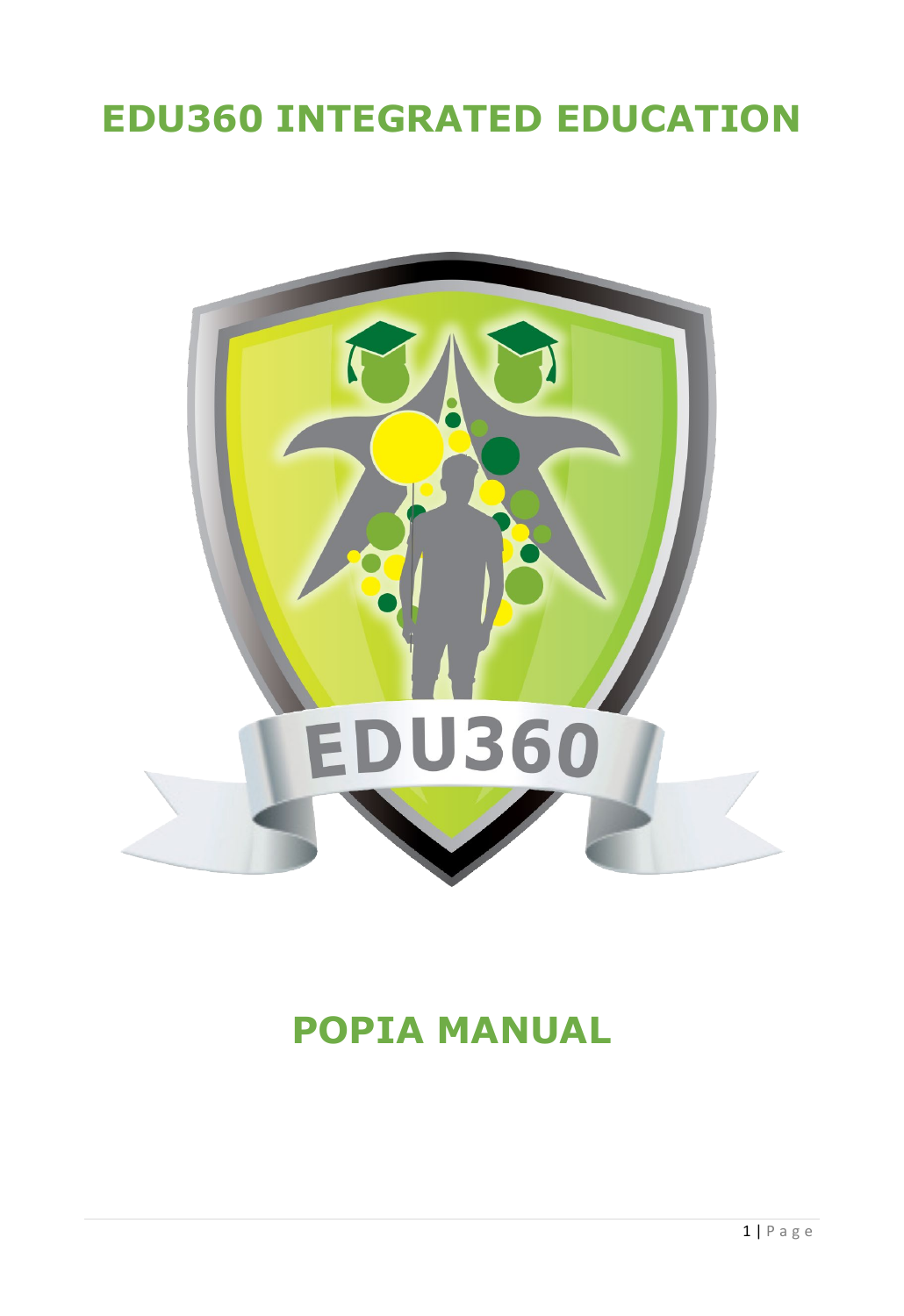# EDU360 INTEGRATED EDUCATION

# POPIA MANUAL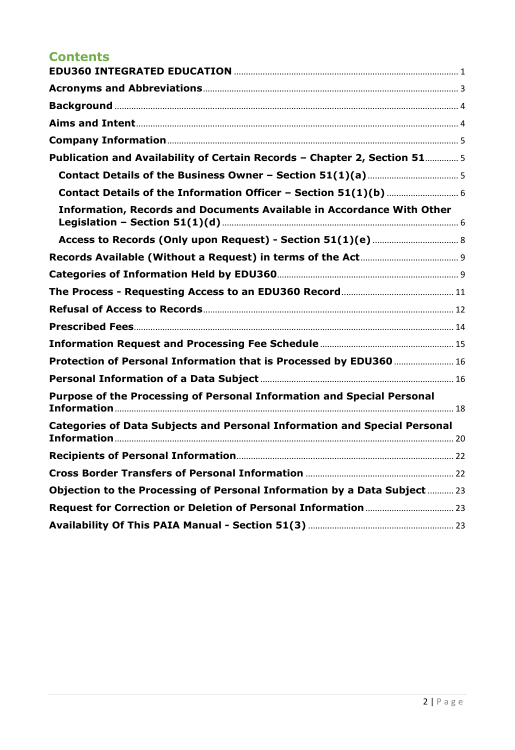# Contents

EDU360 INTEGRATED EDUCATION ............ 1
Acronyms and Abbreviations ............ 3
Background ............ 4
Aims and Intent ............ 4
Company Information ............ 5
Publication and Availability of Certain Records – Chapter 2, Section 51 ............ 5
  Contact Details of the Business Owner – Section 51(1)(a) ............ 5
  Contact Details of the Information Officer – Section 51(1)(b) ............ 6
  Information, Records and Documents Available in Accordance With Other Legislation – Section 51(1)(d) ............ 6
  Access to Records (Only upon Request) - Section 51(1)(e) ............ 8
Records Available (Without a Request) in terms of the Act ............ 9
Categories of Information Held by EDU360 ............ 9
The Process - Requesting Access to an EDU360 Record ............ 11
Refusal of Access to Records ............ 12
Prescribed Fees ............ 14
Information Request and Processing Fee Schedule ............ 15
Protection of Personal Information that is Processed by EDU360 ............ 16
Personal Information of a Data Subject ............ 16
Purpose of the Processing of Personal Information and Special Personal Information ............ 18
Categories of Data Subjects and Personal Information and Special Personal Information ............ 20
Recipients of Personal Information ............ 22
Cross Border Transfers of Personal Information ............ 22
Objection to the Processing of Personal Information by a Data Subject ............ 23
Request for Correction or Deletion of Personal Information ............ 23
Availability Of This PAIA Manual - Section 51(3) ............ 23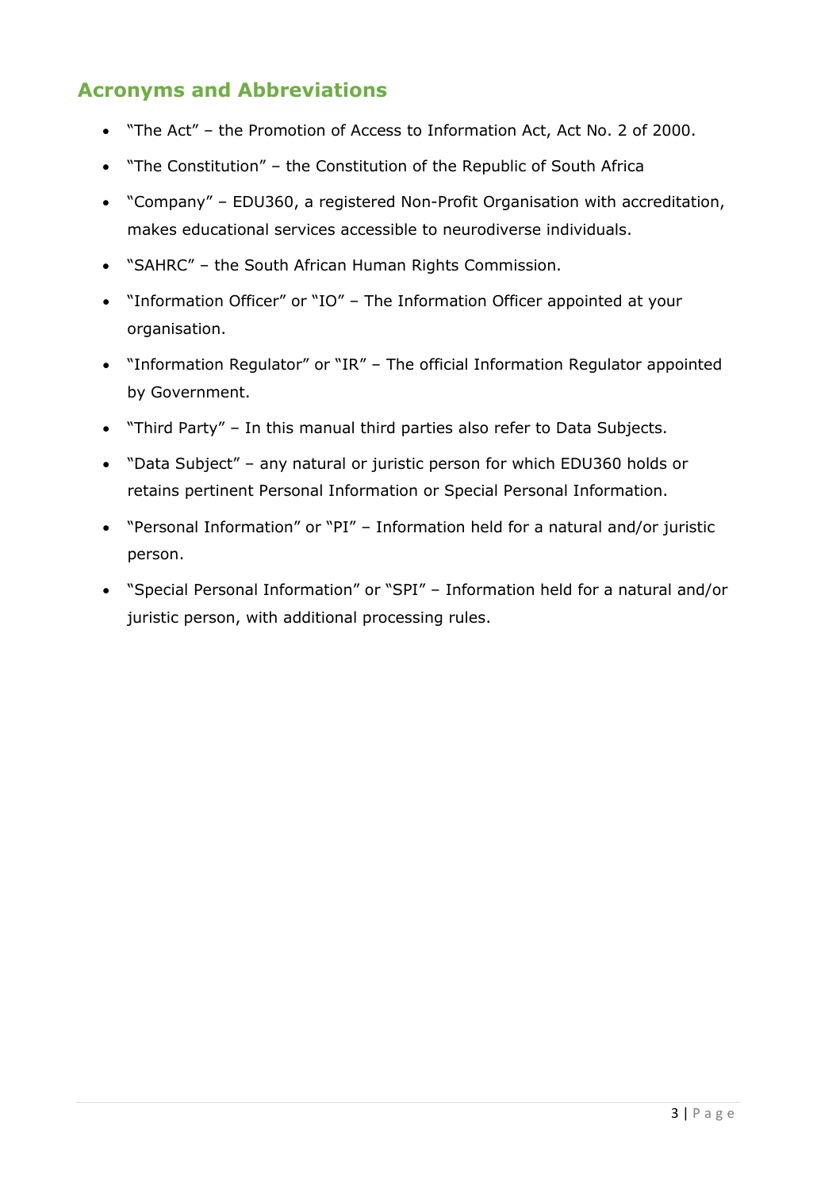## Acronyms and Abbreviations

- "The Act" – the Promotion of Access to Information Act, Act No. 2 of 2000.
- "The Constitution" – the Constitution of the Republic of South Africa
- "Company" – EDU360, a registered Non-Profit Organisation with accreditation, makes educational services accessible to neurodiverse individuals.
- "SAHRC" – the South African Human Rights Commission.
- "Information Officer" or "IO" – The Information Officer appointed at your organisation.
- "Information Regulator" or "IR" – The official Information Regulator appointed by Government.
- "Third Party" – In this manual third parties also refer to Data Subjects.
- "Data Subject" – any natural or juristic person for which EDU360 holds or retains pertinent Personal Information or Special Personal Information.
- "Personal Information" or "PI" – Information held for a natural and/or juristic person.
- "Special Personal Information" or "SPI" – Information held for a natural and/or juristic person, with additional processing rules.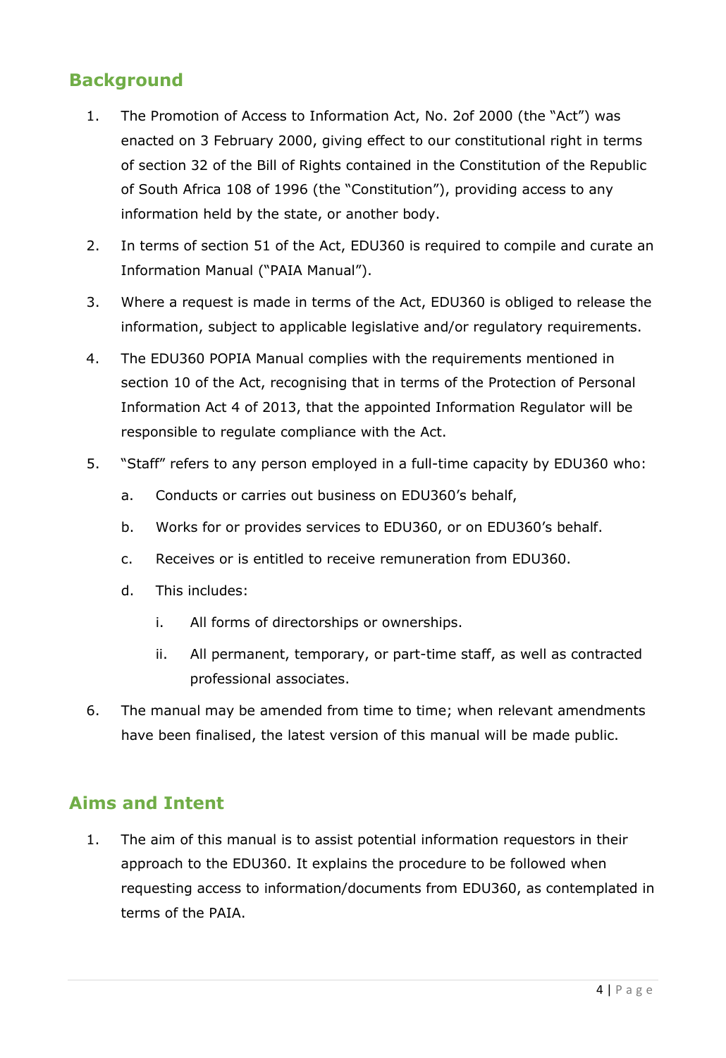## Background

1. The Promotion of Access to Information Act, No. 2of 2000 (the "Act") was enacted on 3 February 2000, giving effect to our constitutional right in terms of section 32 of the Bill of Rights contained in the Constitution of the Republic of South Africa 108 of 1996 (the "Constitution"), providing access to any information held by the state, or another body.
2. In terms of section 51 of the Act, EDU360 is required to compile and curate an Information Manual ("PAIA Manual").
3. Where a request is made in terms of the Act, EDU360 is obliged to release the information, subject to applicable legislative and/or regulatory requirements.
4. The EDU360 POPIA Manual complies with the requirements mentioned in section 10 of the Act, recognising that in terms of the Protection of Personal Information Act 4 of 2013, that the appointed Information Regulator will be responsible to regulate compliance with the Act.
5. "Staff" refers to any person employed in a full-time capacity by EDU360 who:
   a. Conducts or carries out business on EDU360's behalf,
   b. Works for or provides services to EDU360, or on EDU360's behalf.
   c. Receives or is entitled to receive remuneration from EDU360.
   d. This includes:
      i. All forms of directorships or ownerships.
      ii. All permanent, temporary, or part-time staff, as well as contracted professional associates.
6. The manual may be amended from time to time; when relevant amendments have been finalised, the latest version of this manual will be made public.

## Aims and Intent

1. The aim of this manual is to assist potential information requestors in their approach to the EDU360. It explains the procedure to be followed when requesting access to information/documents from EDU360, as contemplated in terms of the PAIA.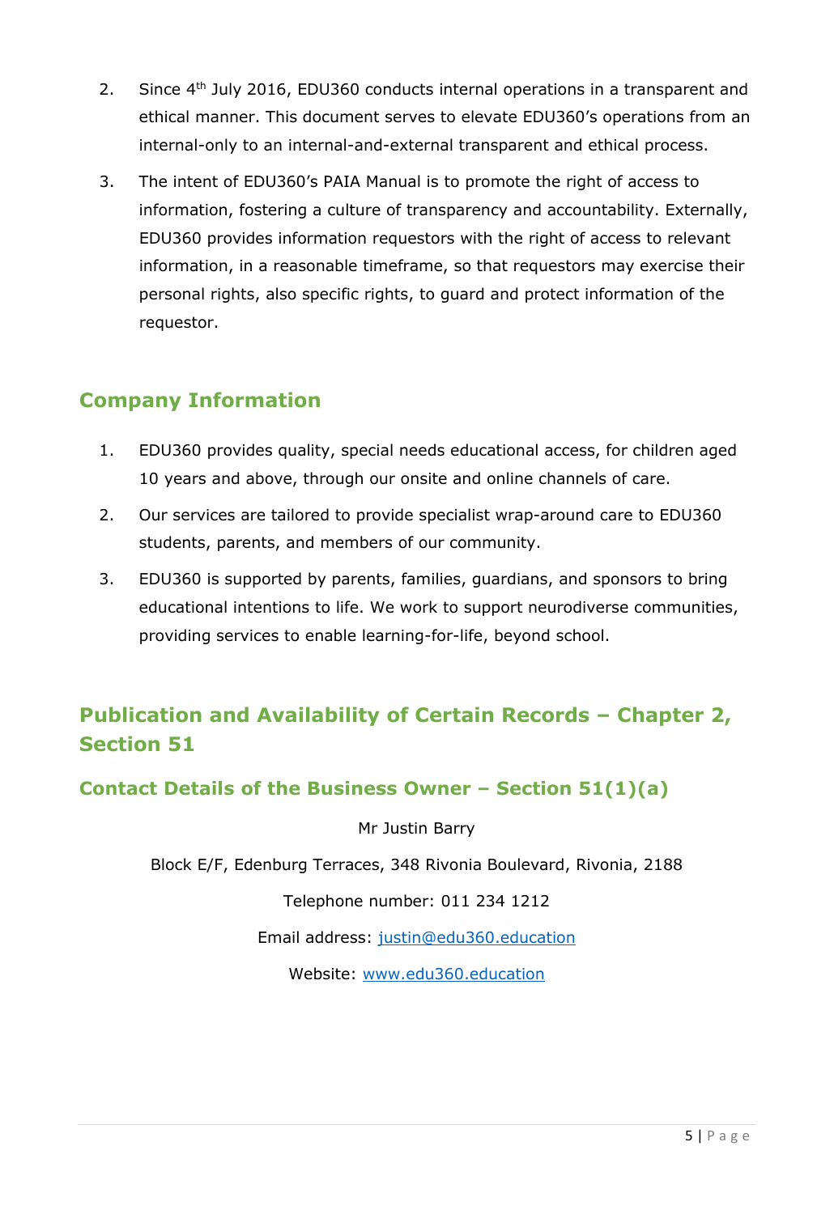2. Since 4th July 2016, EDU360 conducts internal operations in a transparent and ethical manner. This document serves to elevate EDU360's operations from an internal-only to an internal-and-external transparent and ethical process.
3. The intent of EDU360's PAIA Manual is to promote the right of access to information, fostering a culture of transparency and accountability. Externally, EDU360 provides information requestors with the right of access to relevant information, in a reasonable timeframe, so that requestors may exercise their personal rights, also specific rights, to guard and protect information of the requestor.

## Company Information

1. EDU360 provides quality, special needs educational access, for children aged 10 years and above, through our onsite and online channels of care.
2. Our services are tailored to provide specialist wrap-around care to EDU360 students, parents, and members of our community.
3. EDU360 is supported by parents, families, guardians, and sponsors to bring educational intentions to life. We work to support neurodiverse communities, providing services to enable learning-for-life, beyond school.

## Publication and Availability of Certain Records – Chapter 2, Section 51

### Contact Details of the Business Owner – Section 51(1)(a)

Mr Justin Barry

Block E/F, Edenburg Terraces, 348 Rivonia Boulevard, Rivonia, 2188

Telephone number: 011 234 1212

Email address: justin@edu360.education

Website: www.edu360.education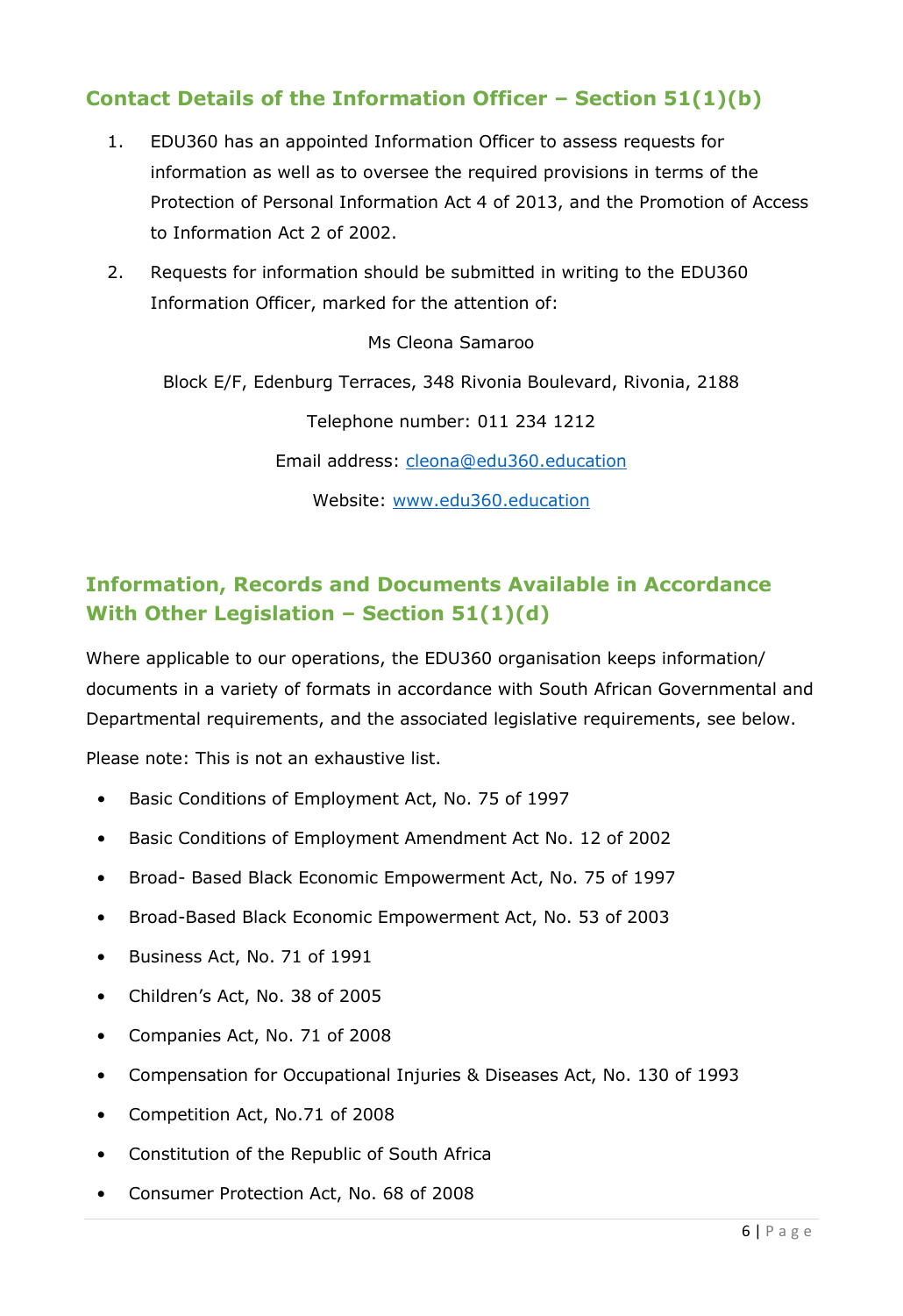## Contact Details of the Information Officer – Section 51(1)(b)

1. EDU360 has an appointed Information Officer to assess requests for information as well as to oversee the required provisions in terms of the Protection of Personal Information Act 4 of 2013, and the Promotion of Access to Information Act 2 of 2002.
2. Requests for information should be submitted in writing to the EDU360 Information Officer, marked for the attention of:

Ms Cleona Samaroo

Block E/F, Edenburg Terraces, 348 Rivonia Boulevard, Rivonia, 2188

Telephone number: 011 234 1212

Email address: cleona@edu360.education

Website: www.edu360.education

## Information, Records and Documents Available in Accordance With Other Legislation – Section 51(1)(d)

Where applicable to our operations, the EDU360 organisation keeps information/ documents in a variety of formats in accordance with South African Governmental and Departmental requirements, and the associated legislative requirements, see below.

Please note: This is not an exhaustive list.

- Basic Conditions of Employment Act, No. 75 of 1997
- Basic Conditions of Employment Amendment Act No. 12 of 2002
- Broad- Based Black Economic Empowerment Act, No. 75 of 1997
- Broad-Based Black Economic Empowerment Act, No. 53 of 2003
- Business Act, No. 71 of 1991
- Children's Act, No. 38 of 2005
- Companies Act, No. 71 of 2008
- Compensation for Occupational Injuries & Diseases Act, No. 130 of 1993
- Competition Act, No.71 of 2008
- Constitution of the Republic of South Africa
- Consumer Protection Act, No. 68 of 2008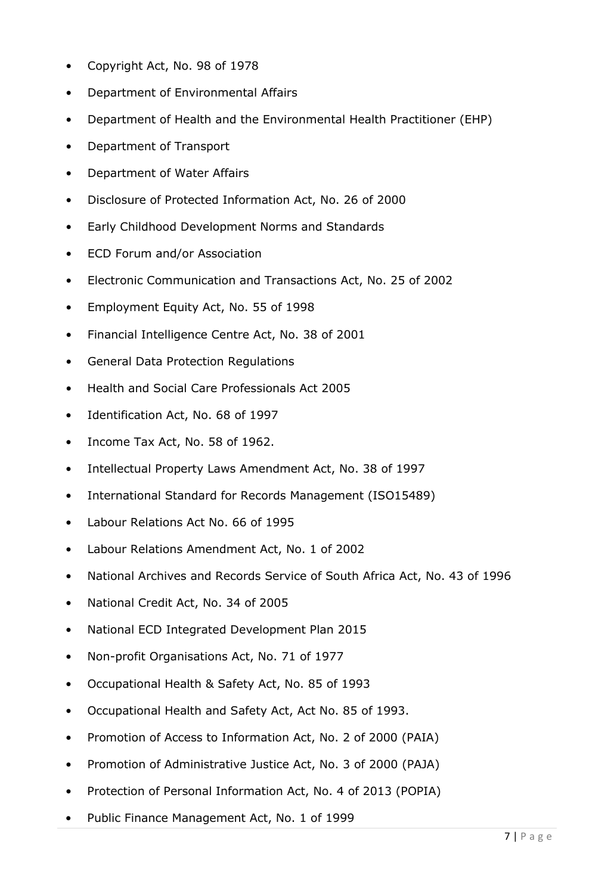- Copyright Act, No. 98 of 1978
- Department of Environmental Affairs
- Department of Health and the Environmental Health Practitioner (EHP)
- Department of Transport
- Department of Water Affairs
- Disclosure of Protected Information Act, No. 26 of 2000
- Early Childhood Development Norms and Standards
- ECD Forum and/or Association
- Electronic Communication and Transactions Act, No. 25 of 2002
- Employment Equity Act, No. 55 of 1998
- Financial Intelligence Centre Act, No. 38 of 2001
- General Data Protection Regulations
- Health and Social Care Professionals Act 2005
- Identification Act, No. 68 of 1997
- Income Tax Act, No. 58 of 1962.
- Intellectual Property Laws Amendment Act, No. 38 of 1997
- International Standard for Records Management (ISO15489)
- Labour Relations Act No. 66 of 1995
- Labour Relations Amendment Act, No. 1 of 2002
- National Archives and Records Service of South Africa Act, No. 43 of 1996
- National Credit Act, No. 34 of 2005
- National ECD Integrated Development Plan 2015
- Non-profit Organisations Act, No. 71 of 1977
- Occupational Health & Safety Act, No. 85 of 1993
- Occupational Health and Safety Act, Act No. 85 of 1993.
- Promotion of Access to Information Act, No. 2 of 2000 (PAIA)
- Promotion of Administrative Justice Act, No. 3 of 2000 (PAJA)
- Protection of Personal Information Act, No. 4 of 2013 (POPIA)
- Public Finance Management Act, No. 1 of 1999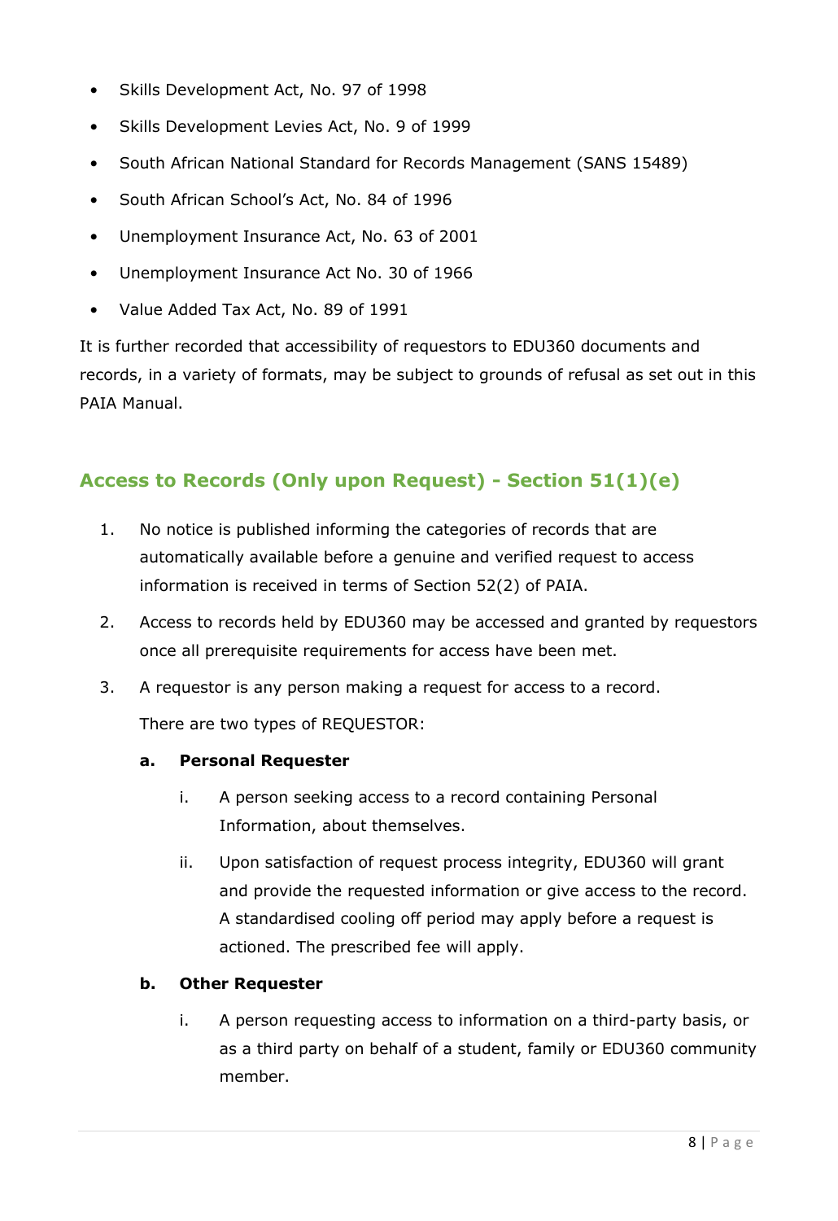- Skills Development Act, No. 97 of 1998
- Skills Development Levies Act, No. 9 of 1999
- South African National Standard for Records Management (SANS 15489)
- South African School's Act, No. 84 of 1996
- Unemployment Insurance Act, No. 63 of 2001
- Unemployment Insurance Act No. 30 of 1966
- Value Added Tax Act, No. 89 of 1991

It is further recorded that accessibility of requestors to EDU360 documents and records, in a variety of formats, may be subject to grounds of refusal as set out in this PAIA Manual.

## Access to Records (Only upon Request) - Section 51(1)(e)

1. No notice is published informing the categories of records that are automatically available before a genuine and verified request to access information is received in terms of Section 52(2) of PAIA.
2. Access to records held by EDU360 may be accessed and granted by requestors once all prerequisite requirements for access have been met.
3. A requestor is any person making a request for access to a record.

   There are two types of REQUESTOR:

   **a. Personal Requester**

   i. A person seeking access to a record containing Personal Information, about themselves.

   ii. Upon satisfaction of request process integrity, EDU360 will grant and provide the requested information or give access to the record. A standardised cooling off period may apply before a request is actioned. The prescribed fee will apply.

   **b. Other Requester**

   i. A person requesting access to information on a third-party basis, or as a third party on behalf of a student, family or EDU360 community member.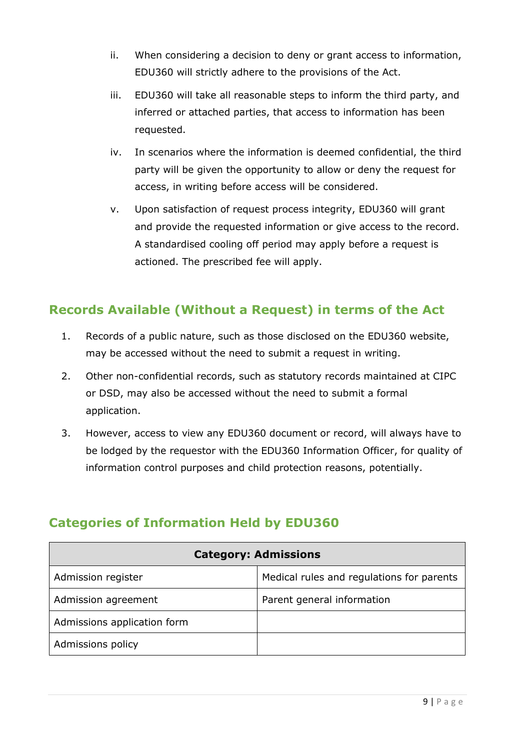ii. When considering a decision to deny or grant access to information, EDU360 will strictly adhere to the provisions of the Act.

iii. EDU360 will take all reasonable steps to inform the third party, and inferred or attached parties, that access to information has been requested.

iv. In scenarios where the information is deemed confidential, the third party will be given the opportunity to allow or deny the request for access, in writing before access will be considered.

v. Upon satisfaction of request process integrity, EDU360 will grant and provide the requested information or give access to the record. A standardised cooling off period may apply before a request is actioned. The prescribed fee will apply.

## Records Available (Without a Request) in terms of the Act

1. Records of a public nature, such as those disclosed on the EDU360 website, may be accessed without the need to submit a request in writing.
2. Other non-confidential records, such as statutory records maintained at CIPC or DSD, may also be accessed without the need to submit a formal application.
3. However, access to view any EDU360 document or record, will always have to be lodged by the requestor with the EDU360 Information Officer, for quality of information control purposes and child protection reasons, potentially.

## Categories of Information Held by EDU360

| **Category: Admissions** | |
|---|---|
| Admission register | Medical rules and regulations for parents |
| Admission agreement | Parent general information |
| Admissions application form | |
| Admissions policy | |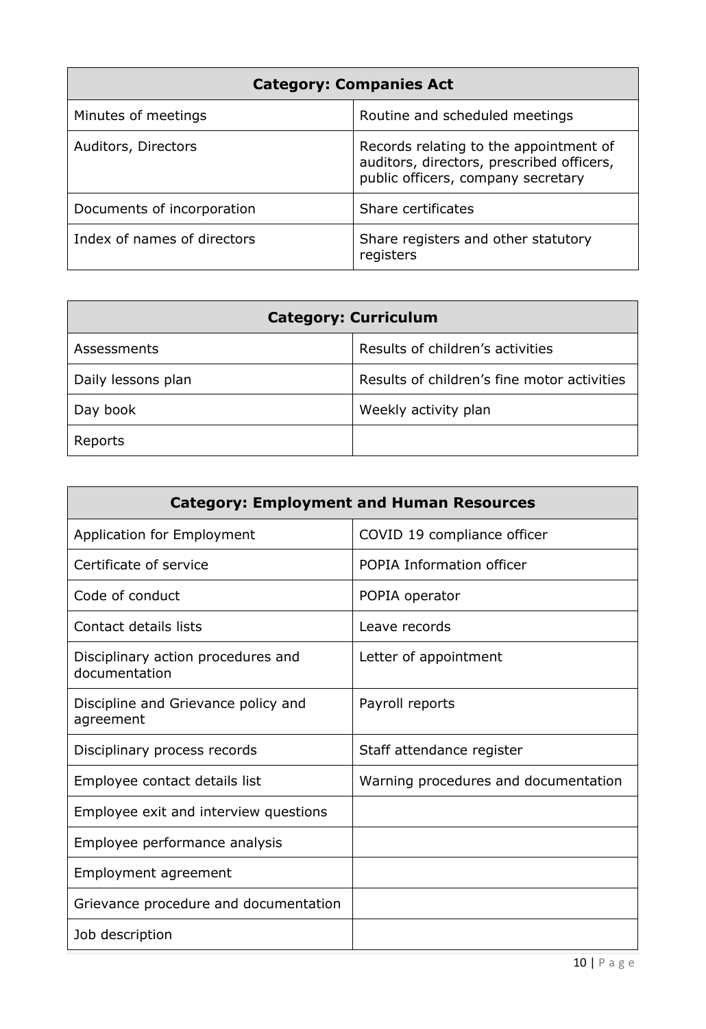| Category: Companies Act | |
| --- | --- |
| Minutes of meetings | Routine and scheduled meetings |
| Auditors, Directors | Records relating to the appointment of auditors, directors, prescribed officers, public officers, company secretary |
| Documents of incorporation | Share certificates |
| Index of names of directors | Share registers and other statutory registers |

| Category: Curriculum | |
| --- | --- |
| Assessments | Results of children's activities |
| Daily lessons plan | Results of children's fine motor activities |
| Day book | Weekly activity plan |
| Reports | |

| Category: Employment and Human Resources | |
| --- | --- |
| Application for Employment | COVID 19 compliance officer |
| Certificate of service | POPIA Information officer |
| Code of conduct | POPIA operator |
| Contact details lists | Leave records |
| Disciplinary action procedures and documentation | Letter of appointment |
| Discipline and Grievance policy and agreement | Payroll reports |
| Disciplinary process records | Staff attendance register |
| Employee contact details list | Warning procedures and documentation |
| Employee exit and interview questions | |
| Employee performance analysis | |
| Employment agreement | |
| Grievance procedure and documentation | |
| Job description | |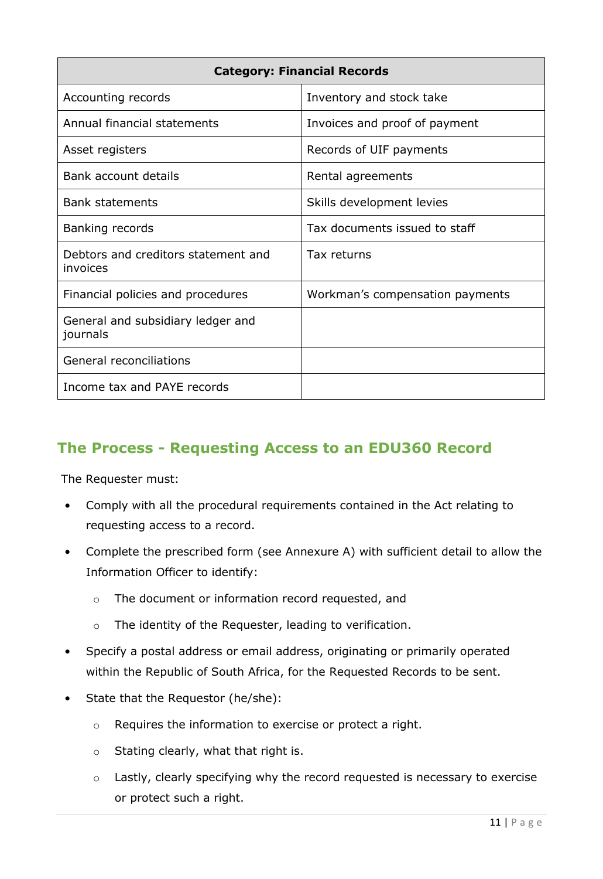| Category: Financial Records | |
|---|---|
| Accounting records | Inventory and stock take |
| Annual financial statements | Invoices and proof of payment |
| Asset registers | Records of UIF payments |
| Bank account details | Rental agreements |
| Bank statements | Skills development levies |
| Banking records | Tax documents issued to staff |
| Debtors and creditors statement and invoices | Tax returns |
| Financial policies and procedures | Workman's compensation payments |
| General and subsidiary ledger and journals | |
| General reconciliations | |
| Income tax and PAYE records | |

## The Process - Requesting Access to an EDU360 Record

The Requester must:

- Comply with all the procedural requirements contained in the Act relating to requesting access to a record.
- Complete the prescribed form (see Annexure A) with sufficient detail to allow the Information Officer to identify:
  - The document or information record requested, and
  - The identity of the Requester, leading to verification.
- Specify a postal address or email address, originating or primarily operated within the Republic of South Africa, for the Requested Records to be sent.
- State that the Requestor (he/she):
  - Requires the information to exercise or protect a right.
  - Stating clearly, what that right is.
  - Lastly, clearly specifying why the record requested is necessary to exercise or protect such a right.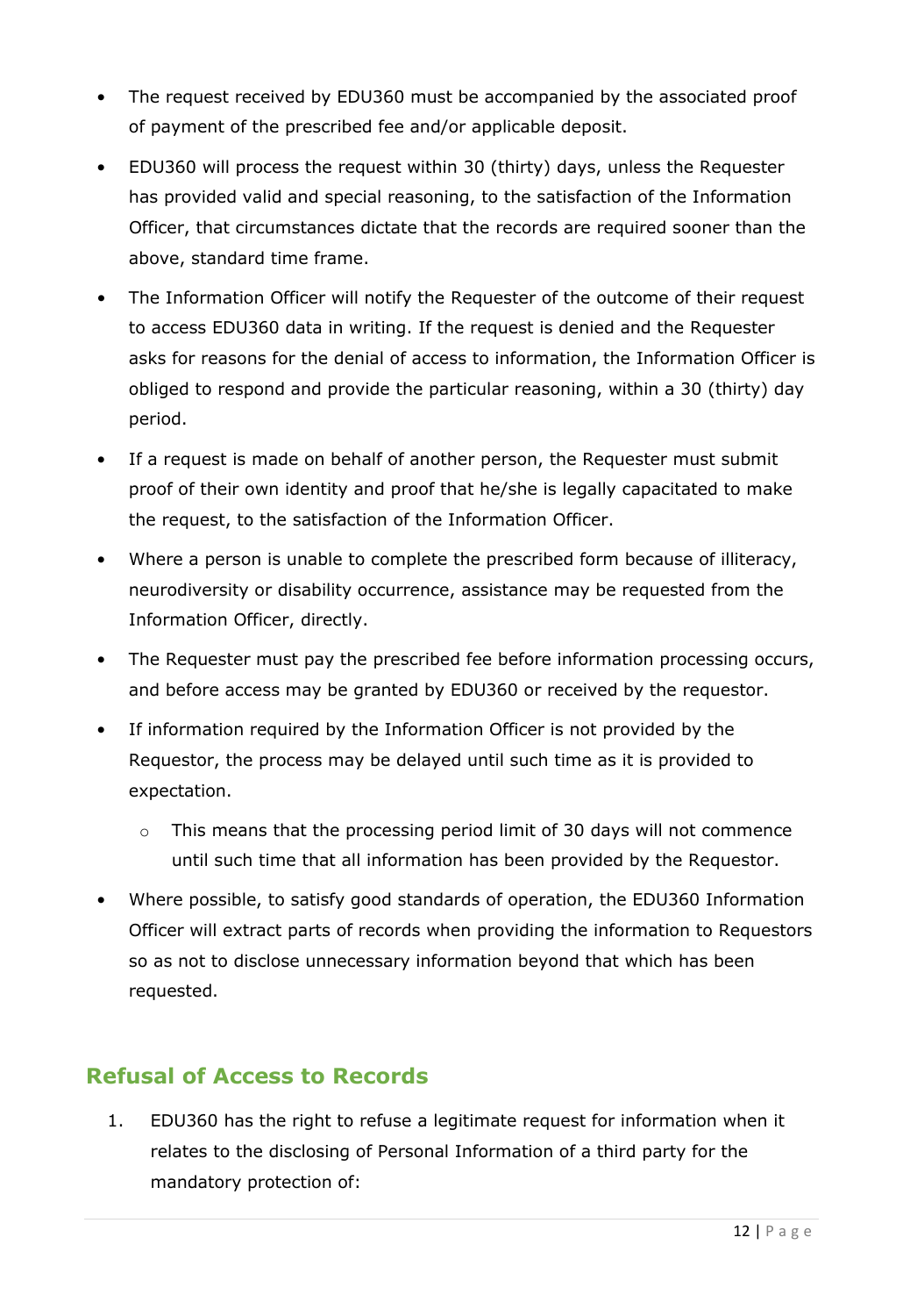- The request received by EDU360 must be accompanied by the associated proof of payment of the prescribed fee and/or applicable deposit.
- EDU360 will process the request within 30 (thirty) days, unless the Requester has provided valid and special reasoning, to the satisfaction of the Information Officer, that circumstances dictate that the records are required sooner than the above, standard time frame.
- The Information Officer will notify the Requester of the outcome of their request to access EDU360 data in writing. If the request is denied and the Requester asks for reasons for the denial of access to information, the Information Officer is obliged to respond and provide the particular reasoning, within a 30 (thirty) day period.
- If a request is made on behalf of another person, the Requester must submit proof of their own identity and proof that he/she is legally capacitated to make the request, to the satisfaction of the Information Officer.
- Where a person is unable to complete the prescribed form because of illiteracy, neurodiversity or disability occurrence, assistance may be requested from the Information Officer, directly.
- The Requester must pay the prescribed fee before information processing occurs, and before access may be granted by EDU360 or received by the requestor.
- If information required by the Information Officer is not provided by the Requestor, the process may be delayed until such time as it is provided to expectation.
  - This means that the processing period limit of 30 days will not commence until such time that all information has been provided by the Requestor.
- Where possible, to satisfy good standards of operation, the EDU360 Information Officer will extract parts of records when providing the information to Requestors so as not to disclose unnecessary information beyond that which has been requested.

## Refusal of Access to Records

1. EDU360 has the right to refuse a legitimate request for information when it relates to the disclosing of Personal Information of a third party for the mandatory protection of: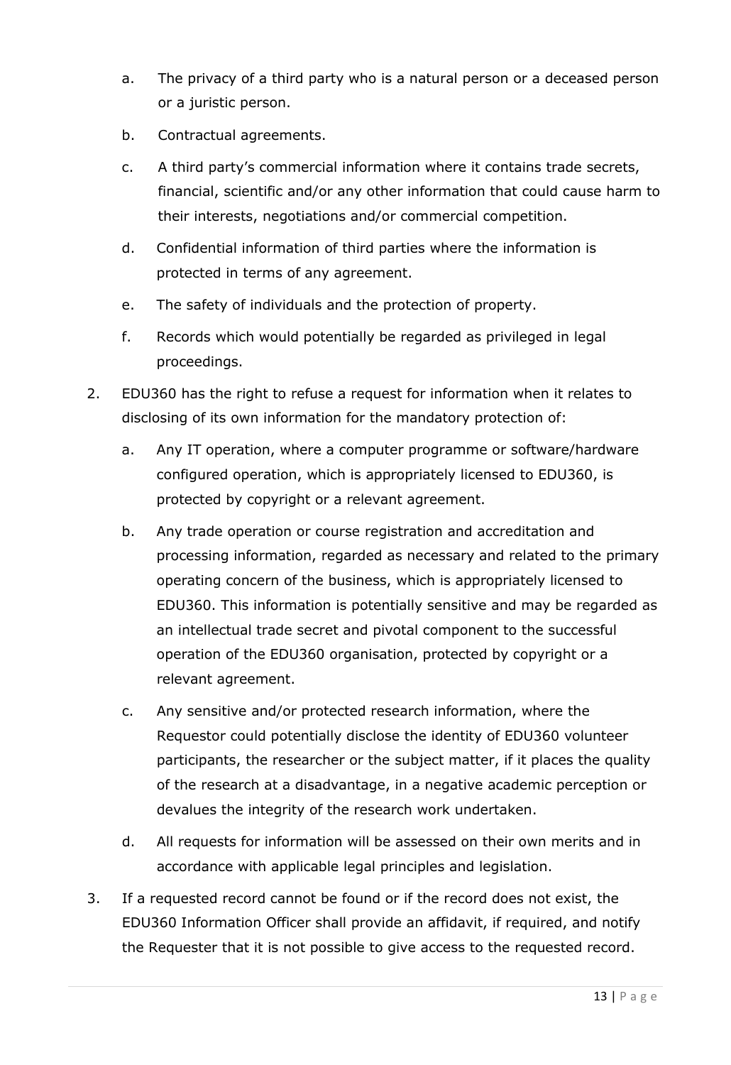a. The privacy of a third party who is a natural person or a deceased person or a juristic person.

b. Contractual agreements.

c. A third party's commercial information where it contains trade secrets, financial, scientific and/or any other information that could cause harm to their interests, negotiations and/or commercial competition.

d. Confidential information of third parties where the information is protected in terms of any agreement.

e. The safety of individuals and the protection of property.

f. Records which would potentially be regarded as privileged in legal proceedings.

2. EDU360 has the right to refuse a request for information when it relates to disclosing of its own information for the mandatory protection of:

   a. Any IT operation, where a computer programme or software/hardware configured operation, which is appropriately licensed to EDU360, is protected by copyright or a relevant agreement.

   b. Any trade operation or course registration and accreditation and processing information, regarded as necessary and related to the primary operating concern of the business, which is appropriately licensed to EDU360. This information is potentially sensitive and may be regarded as an intellectual trade secret and pivotal component to the successful operation of the EDU360 organisation, protected by copyright or a relevant agreement.

   c. Any sensitive and/or protected research information, where the Requestor could potentially disclose the identity of EDU360 volunteer participants, the researcher or the subject matter, if it places the quality of the research at a disadvantage, in a negative academic perception or devalues the integrity of the research work undertaken.

   d. All requests for information will be assessed on their own merits and in accordance with applicable legal principles and legislation.

3. If a requested record cannot be found or if the record does not exist, the EDU360 Information Officer shall provide an affidavit, if required, and notify the Requester that it is not possible to give access to the requested record.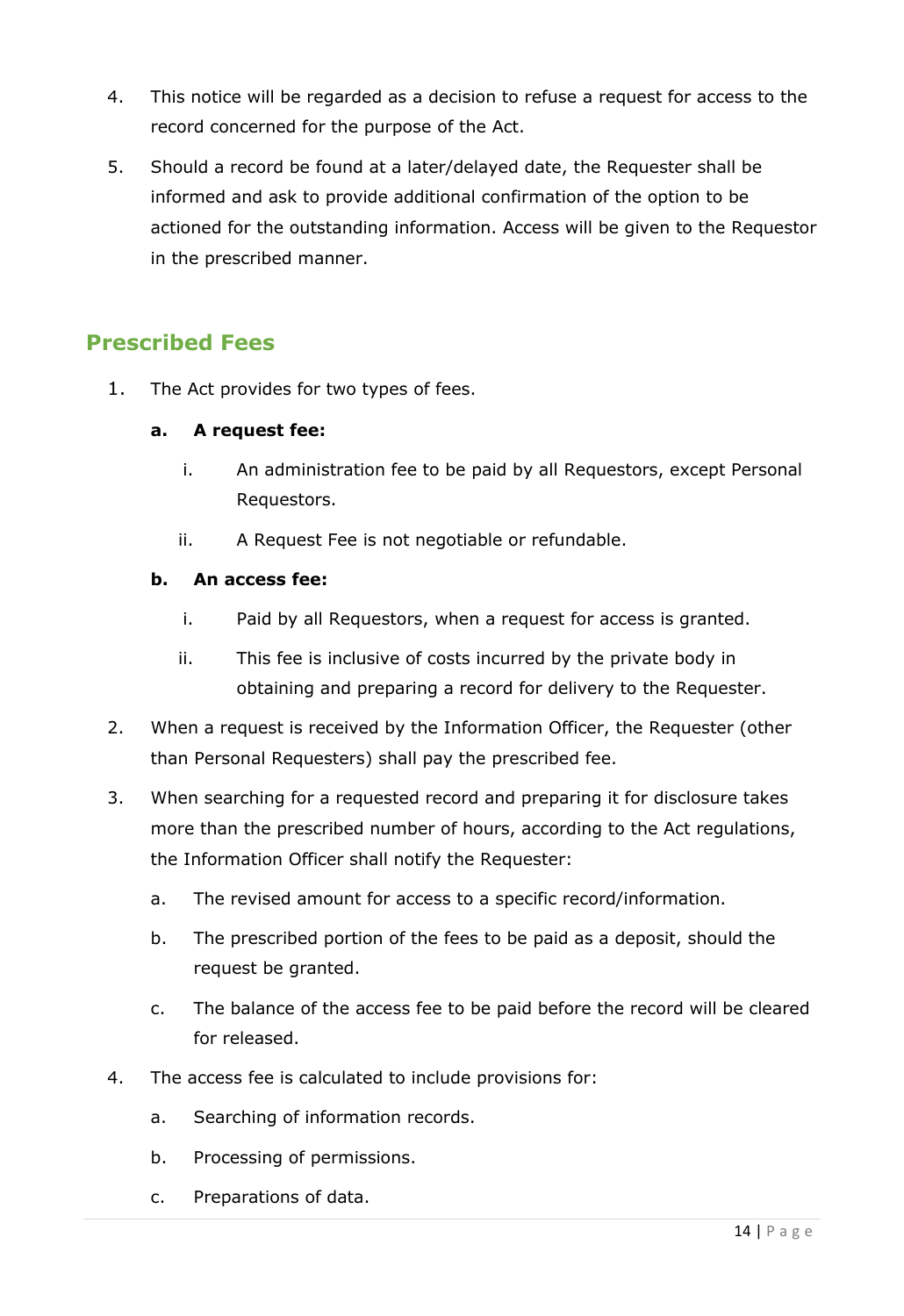4. This notice will be regarded as a decision to refuse a request for access to the record concerned for the purpose of the Act.
5. Should a record be found at a later/delayed date, the Requester shall be informed and ask to provide additional confirmation of the option to be actioned for the outstanding information. Access will be given to the Requestor in the prescribed manner.

## Prescribed Fees

1. The Act provides for two types of fees.
   - **a. A request fee:**
     - i. An administration fee to be paid by all Requestors, except Personal Requestors.
     - ii. A Request Fee is not negotiable or refundable.
   - **b. An access fee:**
     - i. Paid by all Requestors, when a request for access is granted.
     - ii. This fee is inclusive of costs incurred by the private body in obtaining and preparing a record for delivery to the Requester.
2. When a request is received by the Information Officer, the Requester (other than Personal Requesters) shall pay the prescribed fee.
3. When searching for a requested record and preparing it for disclosure takes more than the prescribed number of hours, according to the Act regulations, the Information Officer shall notify the Requester:
   - a. The revised amount for access to a specific record/information.
   - b. The prescribed portion of the fees to be paid as a deposit, should the request be granted.
   - c. The balance of the access fee to be paid before the record will be cleared for released.
4. The access fee is calculated to include provisions for:
   - a. Searching of information records.
   - b. Processing of permissions.
   - c. Preparations of data.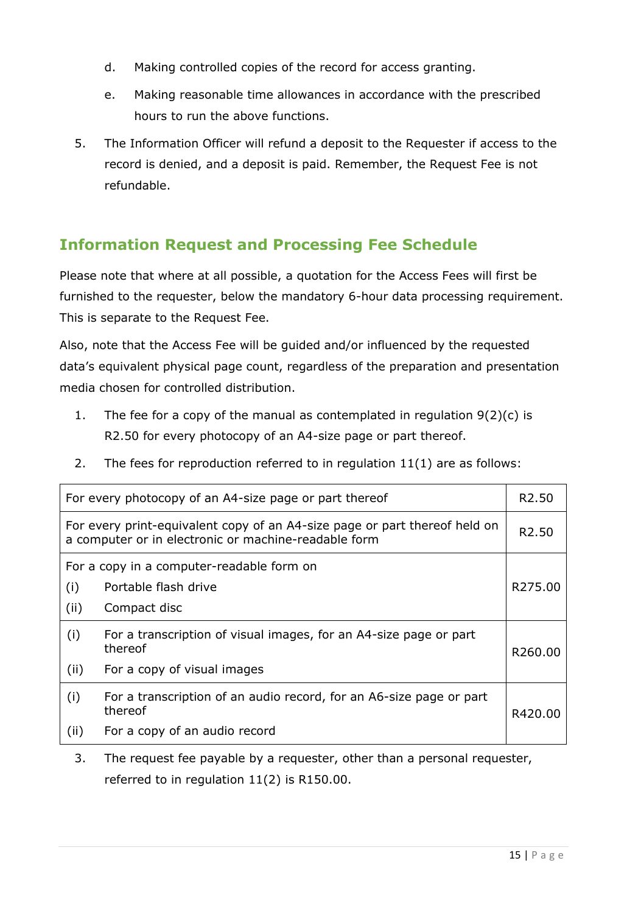d. Making controlled copies of the record for access granting.

e. Making reasonable time allowances in accordance with the prescribed hours to run the above functions.

5. The Information Officer will refund a deposit to the Requester if access to the record is denied, and a deposit is paid. Remember, the Request Fee is not refundable.

## Information Request and Processing Fee Schedule

Please note that where at all possible, a quotation for the Access Fees will first be furnished to the requester, below the mandatory 6-hour data processing requirement. This is separate to the Request Fee.

Also, note that the Access Fee will be guided and/or influenced by the requested data's equivalent physical page count, regardless of the preparation and presentation media chosen for controlled distribution.

1. The fee for a copy of the manual as contemplated in regulation 9(2)(c) is R2.50 for every photocopy of an A4-size page or part thereof.

2. The fees for reproduction referred to in regulation 11(1) are as follows:

| Description | Fee |
|---|---|
| For every photocopy of an A4-size page or part thereof | R2.50 |
| For every print-equivalent copy of an A4-size page or part thereof held on a computer or in electronic or machine-readable form | R2.50 |
| For a copy in a computer-readable form on<br>(i) Portable flash drive<br>(ii) Compact disc | R275.00 |
| (i) For a transcription of visual images, for an A4-size page or part thereof<br>(ii) For a copy of visual images | R260.00 |
| (i) For a transcription of an audio record, for an A6-size page or part thereof<br>(ii) For a copy of an audio record | R420.00 |

3. The request fee payable by a requester, other than a personal requester, referred to in regulation 11(2) is R150.00.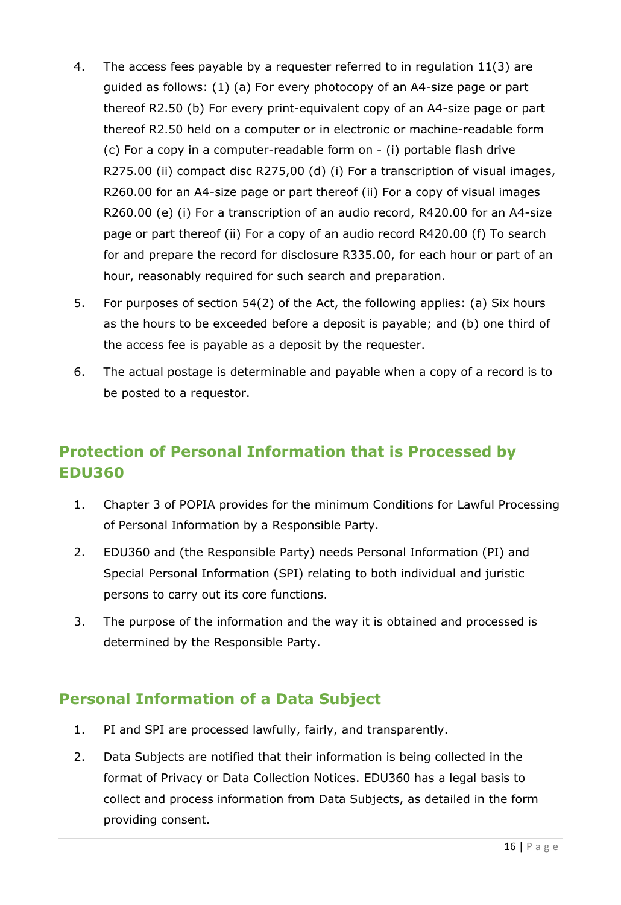4. The access fees payable by a requester referred to in regulation 11(3) are guided as follows: (1) (a) For every photocopy of an A4-size page or part thereof R2.50 (b) For every print-equivalent copy of an A4-size page or part thereof R2.50 held on a computer or in electronic or machine-readable form (c) For a copy in a computer-readable form on - (i) portable flash drive R275.00 (ii) compact disc R275,00 (d) (i) For a transcription of visual images, R260.00 for an A4-size page or part thereof (ii) For a copy of visual images R260.00 (e) (i) For a transcription of an audio record, R420.00 for an A4-size page or part thereof (ii) For a copy of an audio record R420.00 (f) To search for and prepare the record for disclosure R335.00, for each hour or part of an hour, reasonably required for such search and preparation.
5. For purposes of section 54(2) of the Act, the following applies: (a) Six hours as the hours to be exceeded before a deposit is payable; and (b) one third of the access fee is payable as a deposit by the requester.
6. The actual postage is determinable and payable when a copy of a record is to be posted to a requestor.

## Protection of Personal Information that is Processed by EDU360

1. Chapter 3 of POPIA provides for the minimum Conditions for Lawful Processing of Personal Information by a Responsible Party.
2. EDU360 and (the Responsible Party) needs Personal Information (PI) and Special Personal Information (SPI) relating to both individual and juristic persons to carry out its core functions.
3. The purpose of the information and the way it is obtained and processed is determined by the Responsible Party.

## Personal Information of a Data Subject

1. PI and SPI are processed lawfully, fairly, and transparently.
2. Data Subjects are notified that their information is being collected in the format of Privacy or Data Collection Notices. EDU360 has a legal basis to collect and process information from Data Subjects, as detailed in the form providing consent.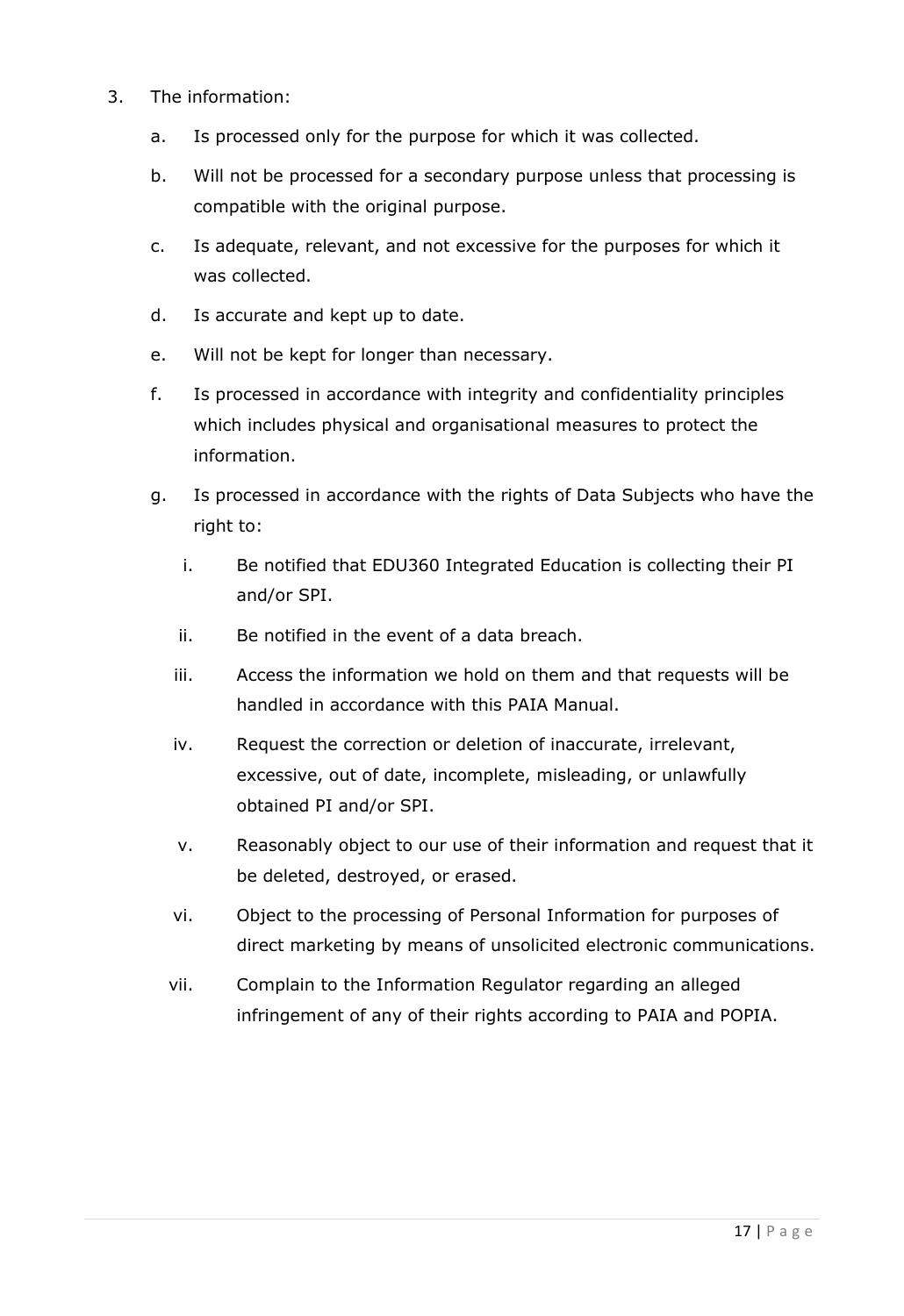3. The information:

    a. Is processed only for the purpose for which it was collected.

    b. Will not be processed for a secondary purpose unless that processing is compatible with the original purpose.

    c. Is adequate, relevant, and not excessive for the purposes for which it was collected.

    d. Is accurate and kept up to date.

    e. Will not be kept for longer than necessary.

    f. Is processed in accordance with integrity and confidentiality principles which includes physical and organisational measures to protect the information.

    g. Is processed in accordance with the rights of Data Subjects who have the right to:

        i. Be notified that EDU360 Integrated Education is collecting their PI and/or SPI.

        ii. Be notified in the event of a data breach.

        iii. Access the information we hold on them and that requests will be handled in accordance with this PAIA Manual.

        iv. Request the correction or deletion of inaccurate, irrelevant, excessive, out of date, incomplete, misleading, or unlawfully obtained PI and/or SPI.

        v. Reasonably object to our use of their information and request that it be deleted, destroyed, or erased.

        vi. Object to the processing of Personal Information for purposes of direct marketing by means of unsolicited electronic communications.

        vii. Complain to the Information Regulator regarding an alleged infringement of any of their rights according to PAIA and POPIA.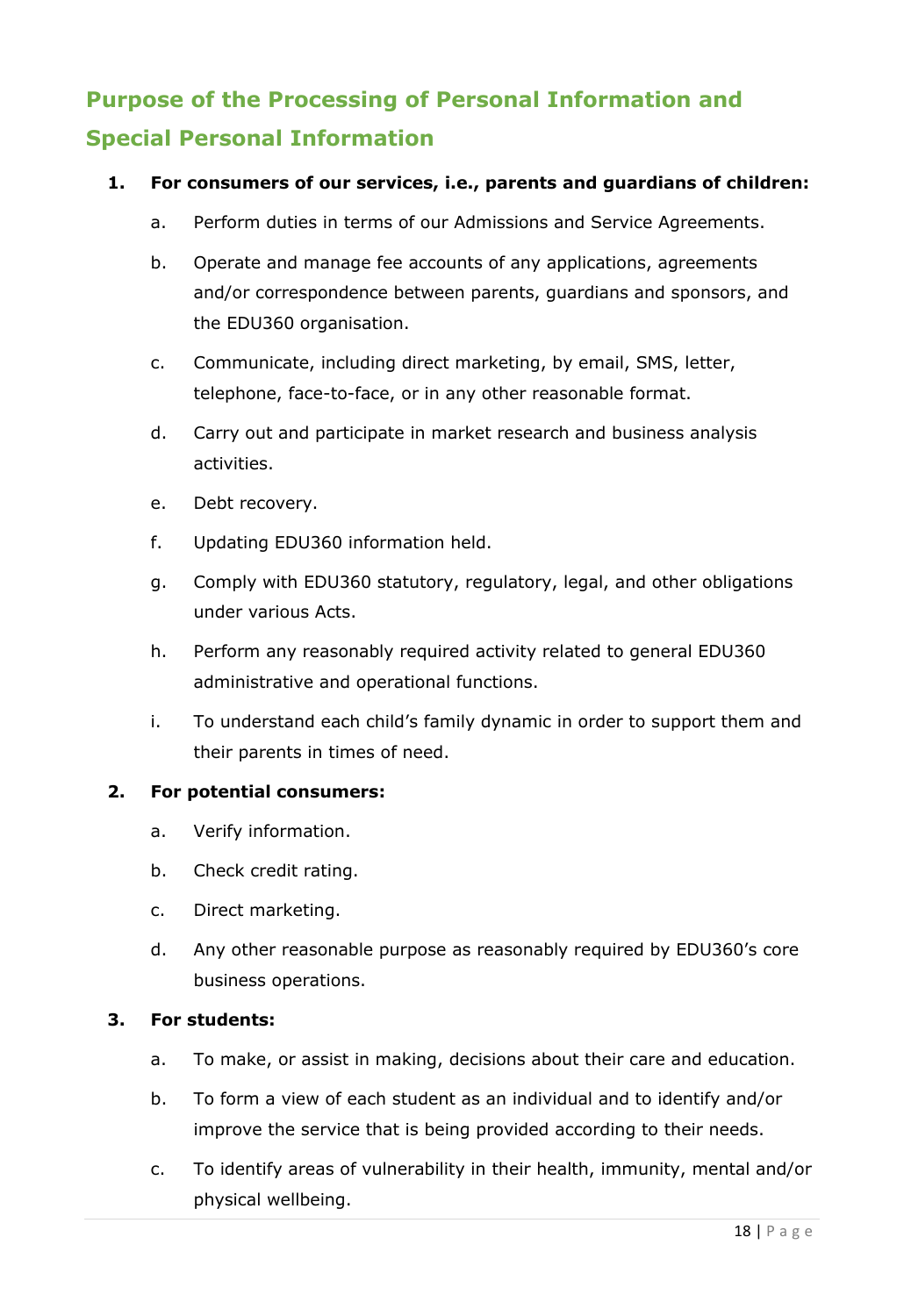## Purpose of the Processing of Personal Information and Special Personal Information

1. **For consumers of our services, i.e., parents and guardians of children:**
    a. Perform duties in terms of our Admissions and Service Agreements.
    b. Operate and manage fee accounts of any applications, agreements and/or correspondence between parents, guardians and sponsors, and the EDU360 organisation.
    c. Communicate, including direct marketing, by email, SMS, letter, telephone, face-to-face, or in any other reasonable format.
    d. Carry out and participate in market research and business analysis activities.
    e. Debt recovery.
    f. Updating EDU360 information held.
    g. Comply with EDU360 statutory, regulatory, legal, and other obligations under various Acts.
    h. Perform any reasonably required activity related to general EDU360 administrative and operational functions.
    i. To understand each child's family dynamic in order to support them and their parents in times of need.

2. **For potential consumers:**
    a. Verify information.
    b. Check credit rating.
    c. Direct marketing.
    d. Any other reasonable purpose as reasonably required by EDU360's core business operations.

3. **For students:**
    a. To make, or assist in making, decisions about their care and education.
    b. To form a view of each student as an individual and to identify and/or improve the service that is being provided according to their needs.
    c. To identify areas of vulnerability in their health, immunity, mental and/or physical wellbeing.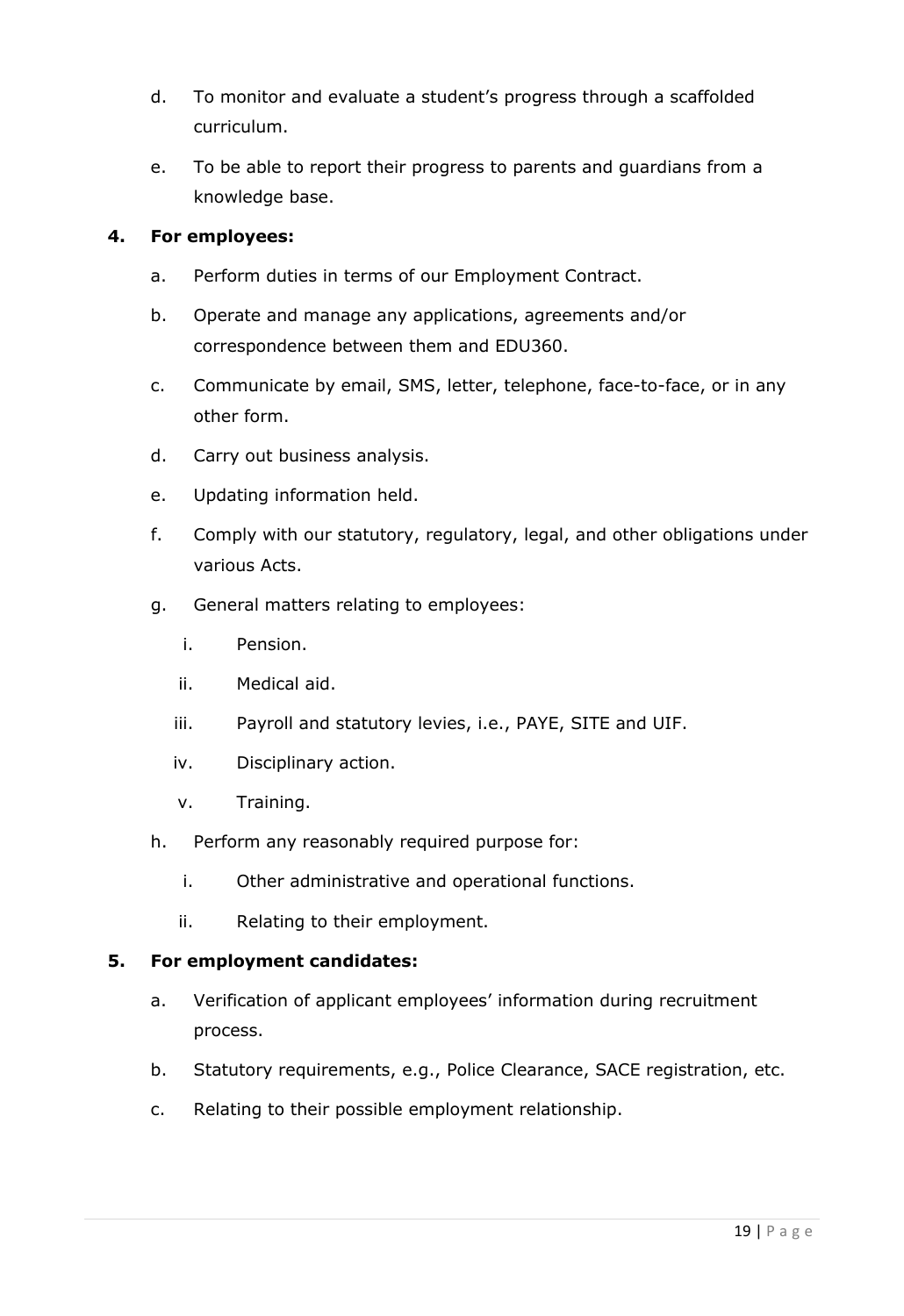d. To monitor and evaluate a student's progress through a scaffolded curriculum.

e. To be able to report their progress to parents and guardians from a knowledge base.

**4. For employees:**

a. Perform duties in terms of our Employment Contract.

b. Operate and manage any applications, agreements and/or correspondence between them and EDU360.

c. Communicate by email, SMS, letter, telephone, face-to-face, or in any other form.

d. Carry out business analysis.

e. Updating information held.

f. Comply with our statutory, regulatory, legal, and other obligations under various Acts.

g. General matters relating to employees:

   i. Pension.

   ii. Medical aid.

   iii. Payroll and statutory levies, i.e., PAYE, SITE and UIF.

   iv. Disciplinary action.

   v. Training.

h. Perform any reasonably required purpose for:

   i. Other administrative and operational functions.

   ii. Relating to their employment.

**5. For employment candidates:**

a. Verification of applicant employees' information during recruitment process.

b. Statutory requirements, e.g., Police Clearance, SACE registration, etc.

c. Relating to their possible employment relationship.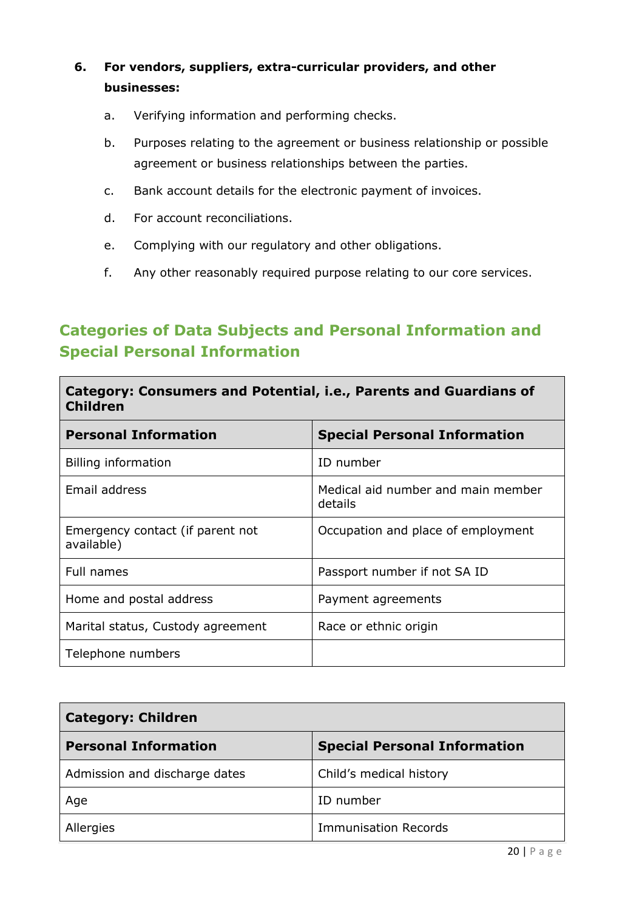**6. For vendors, suppliers, extra-curricular providers, and other businesses:**

a. Verifying information and performing checks.

b. Purposes relating to the agreement or business relationship or possible agreement or business relationships between the parties.

c. Bank account details for the electronic payment of invoices.

d. For account reconciliations.

e. Complying with our regulatory and other obligations.

f. Any other reasonably required purpose relating to our core services.

## Categories of Data Subjects and Personal Information and Special Personal Information

| **Category: Consumers and Potential, i.e., Parents and Guardians of Children** | |
|---|---|
| **Personal Information** | **Special Personal Information** |
| Billing information | ID number |
| Email address | Medical aid number and main member details |
| Emergency contact (if parent not available) | Occupation and place of employment |
| Full names | Passport number if not SA ID |
| Home and postal address | Payment agreements |
| Marital status, Custody agreement | Race or ethnic origin |
| Telephone numbers | |

| **Category: Children** | |
|---|---|
| **Personal Information** | **Special Personal Information** |
| Admission and discharge dates | Child's medical history |
| Age | ID number |
| Allergies | Immunisation Records |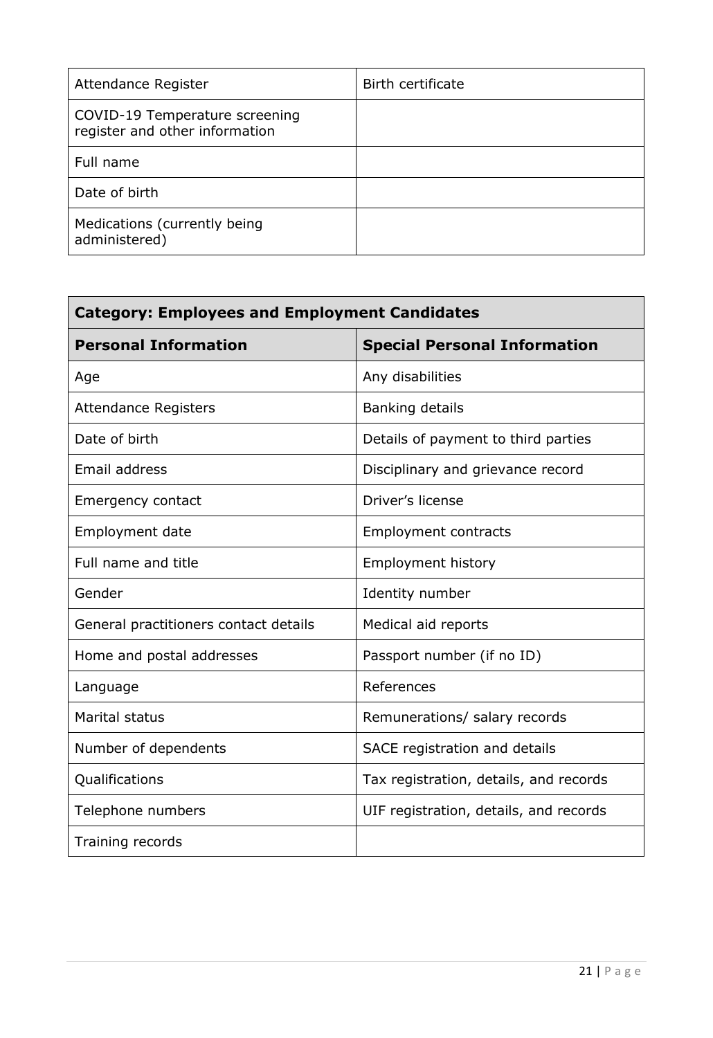| Attendance Register | Birth certificate |
|---|---|
| COVID-19 Temperature screening register and other information | |
| Full name | |
| Date of birth | |
| Medications (currently being administered) | |

| **Category: Employees and Employment Candidates** | |
|---|---|
| **Personal Information** | **Special Personal Information** |
| Age | Any disabilities |
| Attendance Registers | Banking details |
| Date of birth | Details of payment to third parties |
| Email address | Disciplinary and grievance record |
| Emergency contact | Driver's license |
| Employment date | Employment contracts |
| Full name and title | Employment history |
| Gender | Identity number |
| General practitioners contact details | Medical aid reports |
| Home and postal addresses | Passport number (if no ID) |
| Language | References |
| Marital status | Remunerations/ salary records |
| Number of dependents | SACE registration and details |
| Qualifications | Tax registration, details, and records |
| Telephone numbers | UIF registration, details, and records |
| Training records | |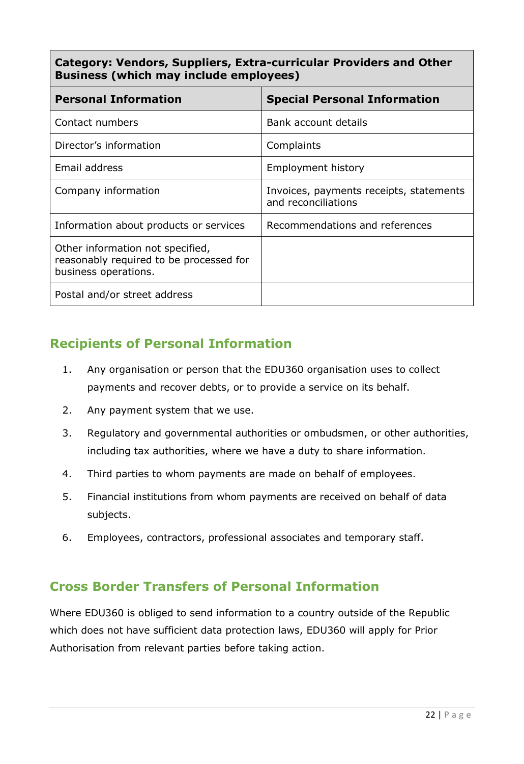| Category: Vendors, Suppliers, Extra-curricular Providers and Other Business (which may include employees) | |
|---|---|
| **Personal Information** | **Special Personal Information** |
| Contact numbers | Bank account details |
| Director's information | Complaints |
| Email address | Employment history |
| Company information | Invoices, payments receipts, statements and reconciliations |
| Information about products or services | Recommendations and references |
| Other information not specified, reasonably required to be processed for business operations. | |
| Postal and/or street address | |

## Recipients of Personal Information

1. Any organisation or person that the EDU360 organisation uses to collect payments and recover debts, or to provide a service on its behalf.
2. Any payment system that we use.
3. Regulatory and governmental authorities or ombudsmen, or other authorities, including tax authorities, where we have a duty to share information.
4. Third parties to whom payments are made on behalf of employees.
5. Financial institutions from whom payments are received on behalf of data subjects.
6. Employees, contractors, professional associates and temporary staff.

## Cross Border Transfers of Personal Information

Where EDU360 is obliged to send information to a country outside of the Republic which does not have sufficient data protection laws, EDU360 will apply for Prior Authorisation from relevant parties before taking action.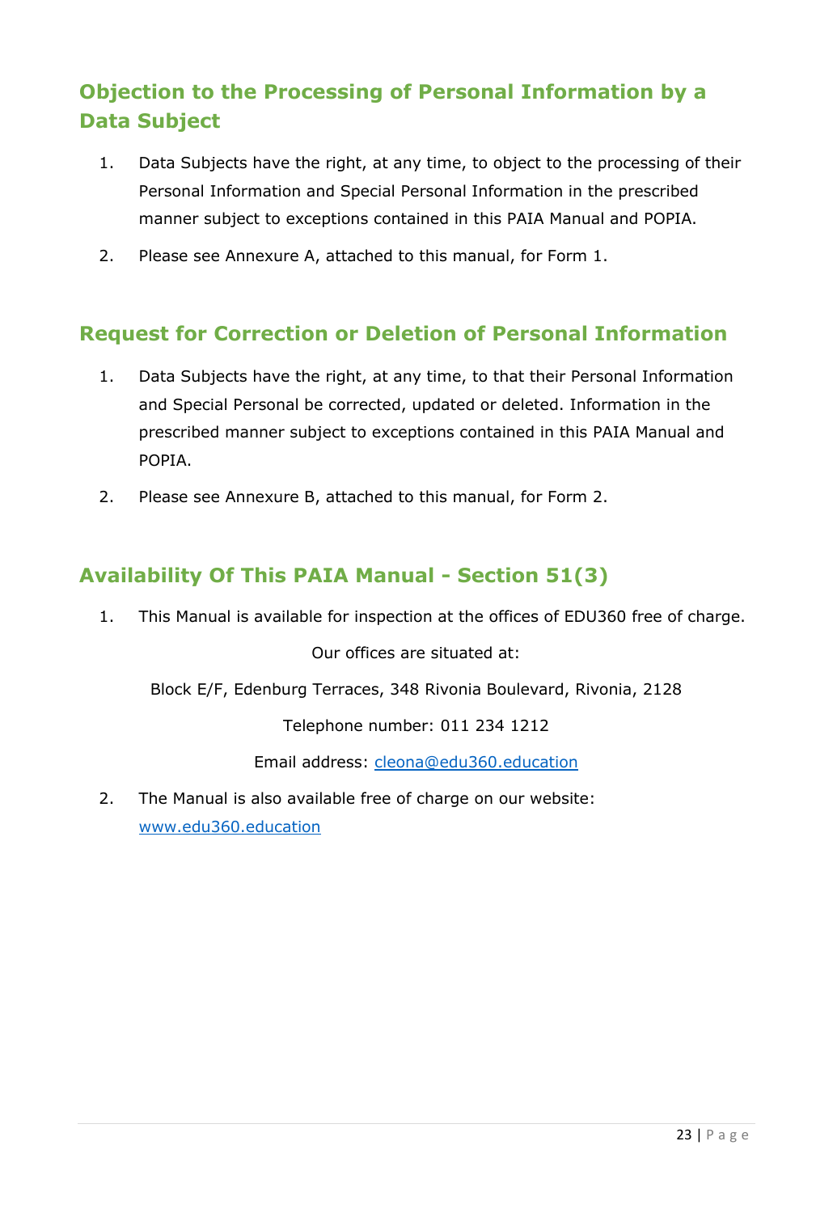## Objection to the Processing of Personal Information by a Data Subject

1. Data Subjects have the right, at any time, to object to the processing of their Personal Information and Special Personal Information in the prescribed manner subject to exceptions contained in this PAIA Manual and POPIA.
2. Please see Annexure A, attached to this manual, for Form 1.

## Request for Correction or Deletion of Personal Information

1. Data Subjects have the right, at any time, to that their Personal Information and Special Personal be corrected, updated or deleted. Information in the prescribed manner subject to exceptions contained in this PAIA Manual and POPIA.
2. Please see Annexure B, attached to this manual, for Form 2.

## Availability Of This PAIA Manual - Section 51(3)

1. This Manual is available for inspection at the offices of EDU360 free of charge.

   Our offices are situated at:

   Block E/F, Edenburg Terraces, 348 Rivonia Boulevard, Rivonia, 2128

   Telephone number: 011 234 1212

   Email address: cleona@edu360.education

2. The Manual is also available free of charge on our website: www.edu360.education